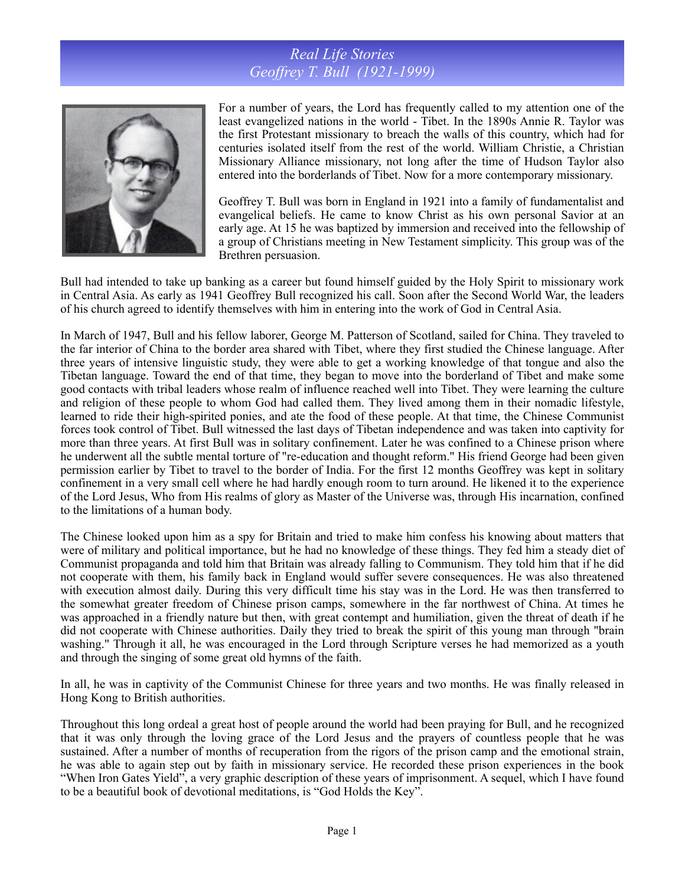# *Real Life Stories*
# *Geoffrey T. Bull (1921-1999)*

For a number of years, the Lord has frequently called to my attention one of the least evangelized nations in the world - Tibet. In the 1890s Annie R. Taylor was the first Protestant missionary to breach the walls of this country, which had for centuries isolated itself from the rest of the world. William Christie, a Christian Missionary Alliance missionary, not long after the time of Hudson Taylor also entered into the borderlands of Tibet. Now for a more contemporary missionary.

Geoffrey T. Bull was born in England in 1921 into a family of fundamentalist and evangelical beliefs. He came to know Christ as his own personal Savior at an early age. At 15 he was baptized by immersion and received into the fellowship of a group of Christians meeting in New Testament simplicity. This group was of the Brethren persuasion.

Bull had intended to take up banking as a career but found himself guided by the Holy Spirit to missionary work in Central Asia. As early as 1941 Geoffrey Bull recognized his call. Soon after the Second World War, the leaders of his church agreed to identify themselves with him in entering into the work of God in Central Asia.

In March of 1947, Bull and his fellow laborer, George M. Patterson of Scotland, sailed for China. They traveled to the far interior of China to the border area shared with Tibet, where they first studied the Chinese language. After three years of intensive linguistic study, they were able to get a working knowledge of that tongue and also the Tibetan language. Toward the end of that time, they began to move into the borderland of Tibet and make some good contacts with tribal leaders whose realm of influence reached well into Tibet. They were learning the culture and religion of these people to whom God had called them. They lived among them in their nomadic lifestyle, learned to ride their high-spirited ponies, and ate the food of these people. At that time, the Chinese Communist forces took control of Tibet. Bull witnessed the last days of Tibetan independence and was taken into captivity for more than three years. At first Bull was in solitary confinement. Later he was confined to a Chinese prison where he underwent all the subtle mental torture of "re-education and thought reform." His friend George had been given permission earlier by Tibet to travel to the border of India. For the first 12 months Geoffrey was kept in solitary confinement in a very small cell where he had hardly enough room to turn around. He likened it to the experience of the Lord Jesus, Who from His realms of glory as Master of the Universe was, through His incarnation, confined to the limitations of a human body.

The Chinese looked upon him as a spy for Britain and tried to make him confess his knowing about matters that were of military and political importance, but he had no knowledge of these things. They fed him a steady diet of Communist propaganda and told him that Britain was already falling to Communism. They told him that if he did not cooperate with them, his family back in England would suffer severe consequences. He was also threatened with execution almost daily. During this very difficult time his stay was in the Lord. He was then transferred to the somewhat greater freedom of Chinese prison camps, somewhere in the far northwest of China. At times he was approached in a friendly nature but then, with great contempt and humiliation, given the threat of death if he did not cooperate with Chinese authorities. Daily they tried to break the spirit of this young man through "brain washing." Through it all, he was encouraged in the Lord through Scripture verses he had memorized as a youth and through the singing of some great old hymns of the faith.

In all, he was in captivity of the Communist Chinese for three years and two months. He was finally released in Hong Kong to British authorities.

Throughout this long ordeal a great host of people around the world had been praying for Bull, and he recognized that it was only through the loving grace of the Lord Jesus and the prayers of countless people that he was sustained. After a number of months of recuperation from the rigors of the prison camp and the emotional strain, he was able to again step out by faith in missionary service. He recorded these prison experiences in the book "When Iron Gates Yield", a very graphic description of these years of imprisonment. A sequel, which I have found to be a beautiful book of devotional meditations, is "God Holds the Key".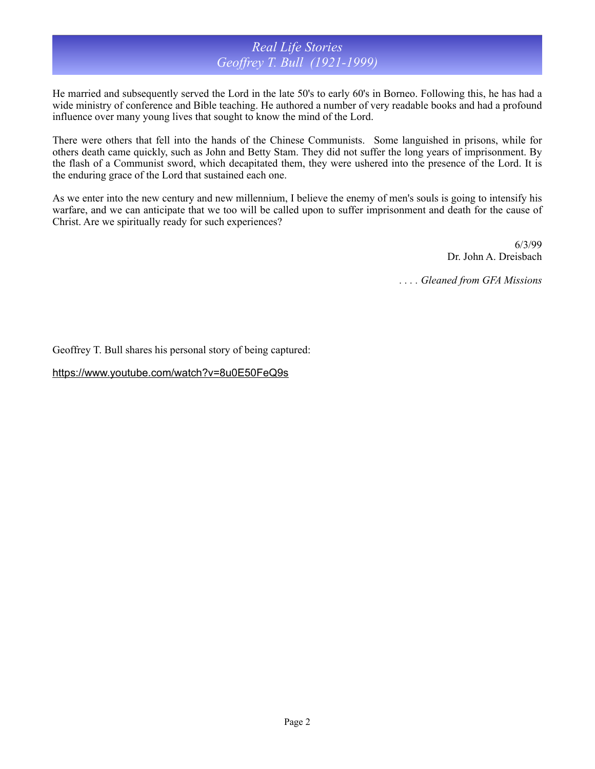He married and subsequently served the Lord in the late 50's to early 60's in Borneo. Following this, he has had a wide ministry of conference and Bible teaching. He authored a number of very readable books and had a profound influence over many young lives that sought to know the mind of the Lord.

There were others that fell into the hands of the Chinese Communists. Some languished in prisons, while for others death came quickly, such as John and Betty Stam. They did not suffer the long years of imprisonment. By the flash of a Communist sword, which decapitated them, they were ushered into the presence of the Lord. It is the enduring grace of the Lord that sustained each one.

As we enter into the new century and new millennium, I believe the enemy of men's souls is going to intensify his warfare, and we can anticipate that we too will be called upon to suffer imprisonment and death for the cause of Christ. Are we spiritually ready for such experiences?

6/3/99
Dr. John A. Dreisbach

. . . . *Gleaned from GFA Missions*

Geoffrey T. Bull shares his personal story of being captured:

https://www.youtube.com/watch?v=8u0E50FeQ9s